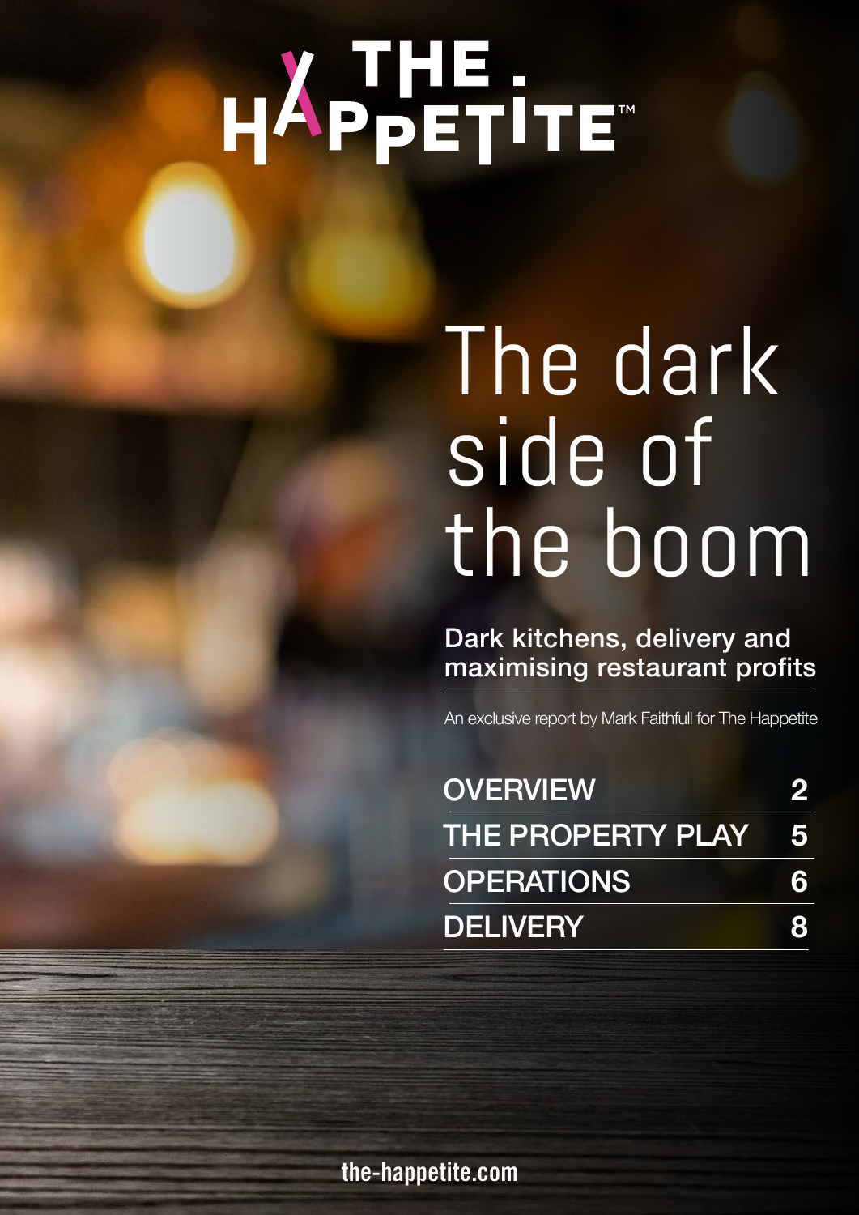THE HAPPETITE™

# The dark side of the boom

## Dark kitchens, delivery and maximising restaurant profits

An exclusive report by Mark Faithfull for The Happetite

| | |
|---|---|
| OVERVIEW | 2 |
| THE PROPERTY PLAY | 5 |
| OPERATIONS | 6 |
| DELIVERY | 8 |

the-happetite.com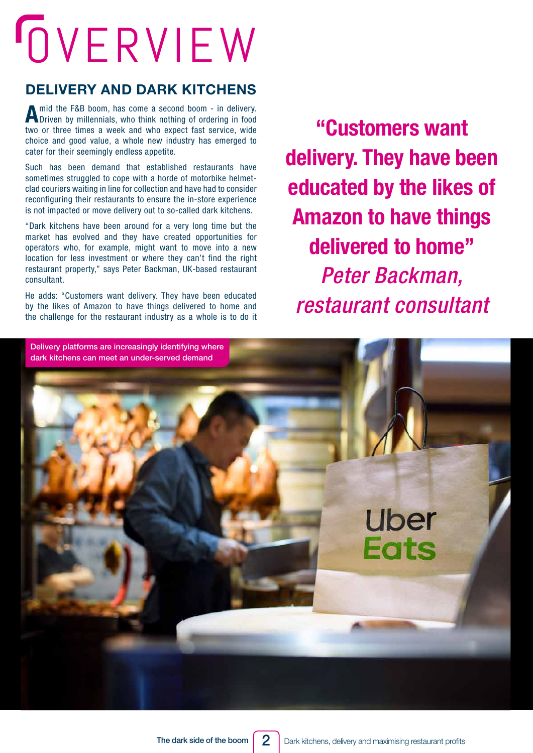# OVERVIEW

## DELIVERY AND DARK KITCHENS

Amid the F&B boom, has come a second boom - in delivery. Driven by millennials, who think nothing of ordering in food two or three times a week and who expect fast service, wide choice and good value, a whole new industry has emerged to cater for their seemingly endless appetite.

Such has been demand that established restaurants have sometimes struggled to cope with a horde of motorbike helmet-clad couriers waiting in line for collection and have had to consider reconfiguring their restaurants to ensure the in-store experience is not impacted or move delivery out to so-called dark kitchens.

"Dark kitchens have been around for a very long time but the market has evolved and they have created opportunities for operators who, for example, might want to move into a new location for less investment or where they can't find the right restaurant property," says Peter Backman, UK-based restaurant consultant.

He adds: "Customers want delivery. They have been educated by the likes of Amazon to have things delivered to home and the challenge for the restaurant industry as a whole is to do it

> **"Customers want delivery. They have been educated by the likes of Amazon to have things delivered to home"**
> *Peter Backman, restaurant consultant*

Delivery platforms are increasingly identifying where dark kitchens can meet an under-served demand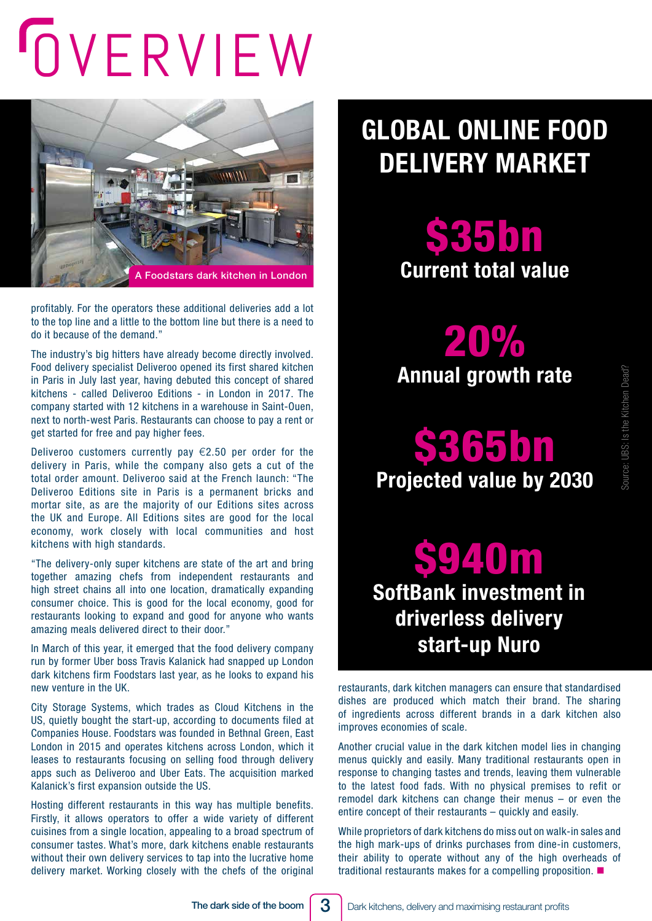# OVERVIEW

A Foodstars dark kitchen in London

profitably. For the operators these additional deliveries add a lot to the top line and a little to the bottom line but there is a need to do it because of the demand."

The industry's big hitters have already become directly involved. Food delivery specialist Deliveroo opened its first shared kitchen in Paris in July last year, having debuted this concept of shared kitchens - called Deliveroo Editions - in London in 2017. The company started with 12 kitchens in a warehouse in Saint-Ouen, next to north-west Paris. Restaurants can choose to pay a rent or get started for free and pay higher fees.

Deliveroo customers currently pay €2.50 per order for the delivery in Paris, while the company also gets a cut of the total order amount. Deliveroo said at the French launch: "The Deliveroo Editions site in Paris is a permanent bricks and mortar site, as are the majority of our Editions sites across the UK and Europe. All Editions sites are good for the local economy, work closely with local communities and host kitchens with high standards.

"The delivery-only super kitchens are state of the art and bring together amazing chefs from independent restaurants and high street chains all into one location, dramatically expanding consumer choice. This is good for the local economy, good for restaurants looking to expand and good for anyone who wants amazing meals delivered direct to their door."

In March of this year, it emerged that the food delivery company run by former Uber boss Travis Kalanick had snapped up London dark kitchens firm Foodstars last year, as he looks to expand his new venture in the UK.

City Storage Systems, which trades as Cloud Kitchens in the US, quietly bought the start-up, according to documents filed at Companies House. Foodstars was founded in Bethnal Green, East London in 2015 and operates kitchens across London, which it leases to restaurants focusing on selling food through delivery apps such as Deliveroo and Uber Eats. The acquisition marked Kalanick's first expansion outside the US.

Hosting different restaurants in this way has multiple benefits. Firstly, it allows operators to offer a wide variety of different cuisines from a single location, appealing to a broad spectrum of consumer tastes. What's more, dark kitchens enable restaurants without their own delivery services to tap into the lucrative home delivery market. Working closely with the chefs of the original restaurants, dark kitchen managers can ensure that standardised dishes are produced which match their brand. The sharing of ingredients across different brands in a dark kitchen also improves economies of scale.

Another crucial value in the dark kitchen model lies in changing menus quickly and easily. Many traditional restaurants open in response to changing tastes and trends, leaving them vulnerable to the latest food fads. With no physical premises to refit or remodel dark kitchens can change their menus – or even the entire concept of their restaurants – quickly and easily.

While proprietors of dark kitchens do miss out on walk-in sales and the high mark-ups of drinks purchases from dine-in customers, their ability to operate without any of the high overheads of traditional restaurants makes for a compelling proposition. ■

## GLOBAL ONLINE FOOD DELIVERY MARKET

**$35bn**
Current total value

**20%**
Annual growth rate

**$365bn**
Projected value by 2030

**$940m**
SoftBank investment in driverless delivery start-up Nuro

Source: UBS: Is the Kitchen Dead?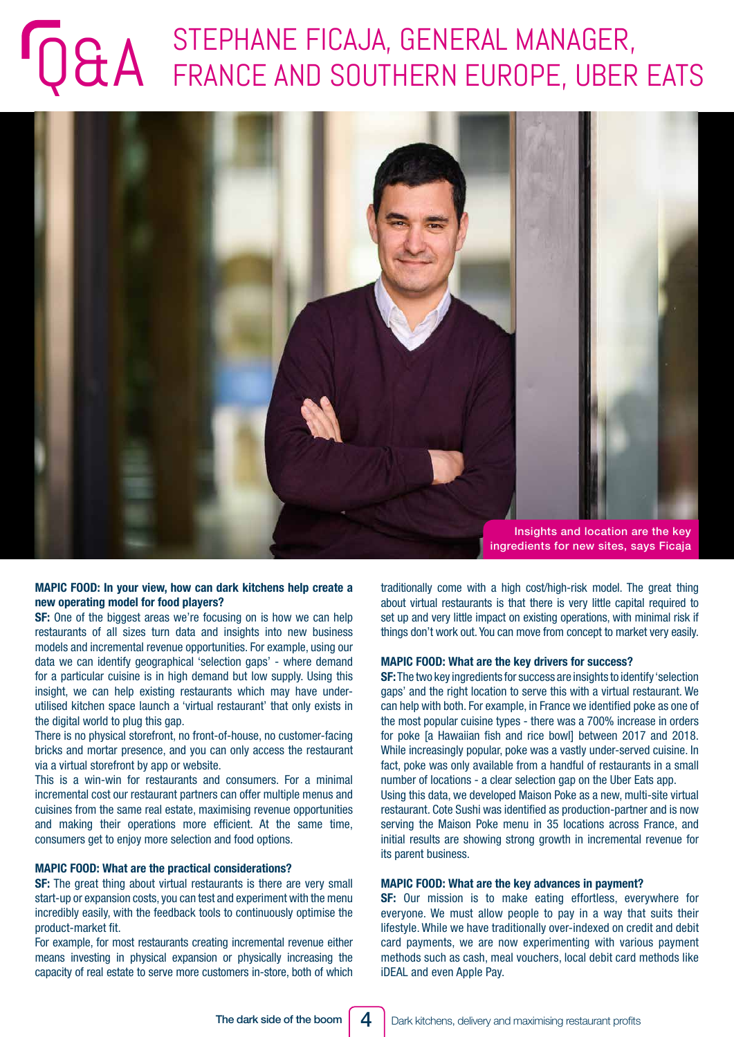# Q&A STEPHANE FICAJA, GENERAL MANAGER, FRANCE AND SOUTHERN EUROPE, UBER EATS

Insights and location are the key ingredients for new sites, says Ficaja

**MAPIC FOOD: In your view, how can dark kitchens help create a new operating model for food players?**

**SF:** One of the biggest areas we're focusing on is how we can help restaurants of all sizes turn data and insights into new business models and incremental revenue opportunities. For example, using our data we can identify geographical 'selection gaps' - where demand for a particular cuisine is in high demand but low supply. Using this insight, we can help existing restaurants which may have under-utilised kitchen space launch a 'virtual restaurant' that only exists in the digital world to plug this gap.

There is no physical storefront, no front-of-house, no customer-facing bricks and mortar presence, and you can only access the restaurant via a virtual storefront by app or website.

This is a win-win for restaurants and consumers. For a minimal incremental cost our restaurant partners can offer multiple menus and cuisines from the same real estate, maximising revenue opportunities and making their operations more efficient. At the same time, consumers get to enjoy more selection and food options.

**MAPIC FOOD: What are the practical considerations?**

**SF:** The great thing about virtual restaurants is there are very small start-up or expansion costs, you can test and experiment with the menu incredibly easily, with the feedback tools to continuously optimise the product-market fit.

For example, for most restaurants creating incremental revenue either means investing in physical expansion or physically increasing the capacity of real estate to serve more customers in-store, both of which traditionally come with a high cost/high-risk model. The great thing about virtual restaurants is that there is very little capital required to set up and very little impact on existing operations, with minimal risk if things don't work out. You can move from concept to market very easily.

**MAPIC FOOD: What are the key drivers for success?**

**SF:** The two key ingredients for success are insights to identify 'selection gaps' and the right location to serve this with a virtual restaurant. We can help with both. For example, in France we identified poke as one of the most popular cuisine types - there was a 700% increase in orders for poke [a Hawaiian fish and rice bowl] between 2017 and 2018. While increasingly popular, poke was a vastly under-served cuisine. In fact, poke was only available from a handful of restaurants in a small number of locations - a clear selection gap on the Uber Eats app.

Using this data, we developed Maison Poke as a new, multi-site virtual restaurant. Cote Sushi was identified as production-partner and is now serving the Maison Poke menu in 35 locations across France, and initial results are showing strong growth in incremental revenue for its parent business.

**MAPIC FOOD: What are the key advances in payment?**

**SF:** Our mission is to make eating effortless, everywhere for everyone. We must allow people to pay in a way that suits their lifestyle. While we have traditionally over-indexed on credit and debit card payments, we are now experimenting with various payment methods such as cash, meal vouchers, local debit card methods like iDEAL and even Apple Pay.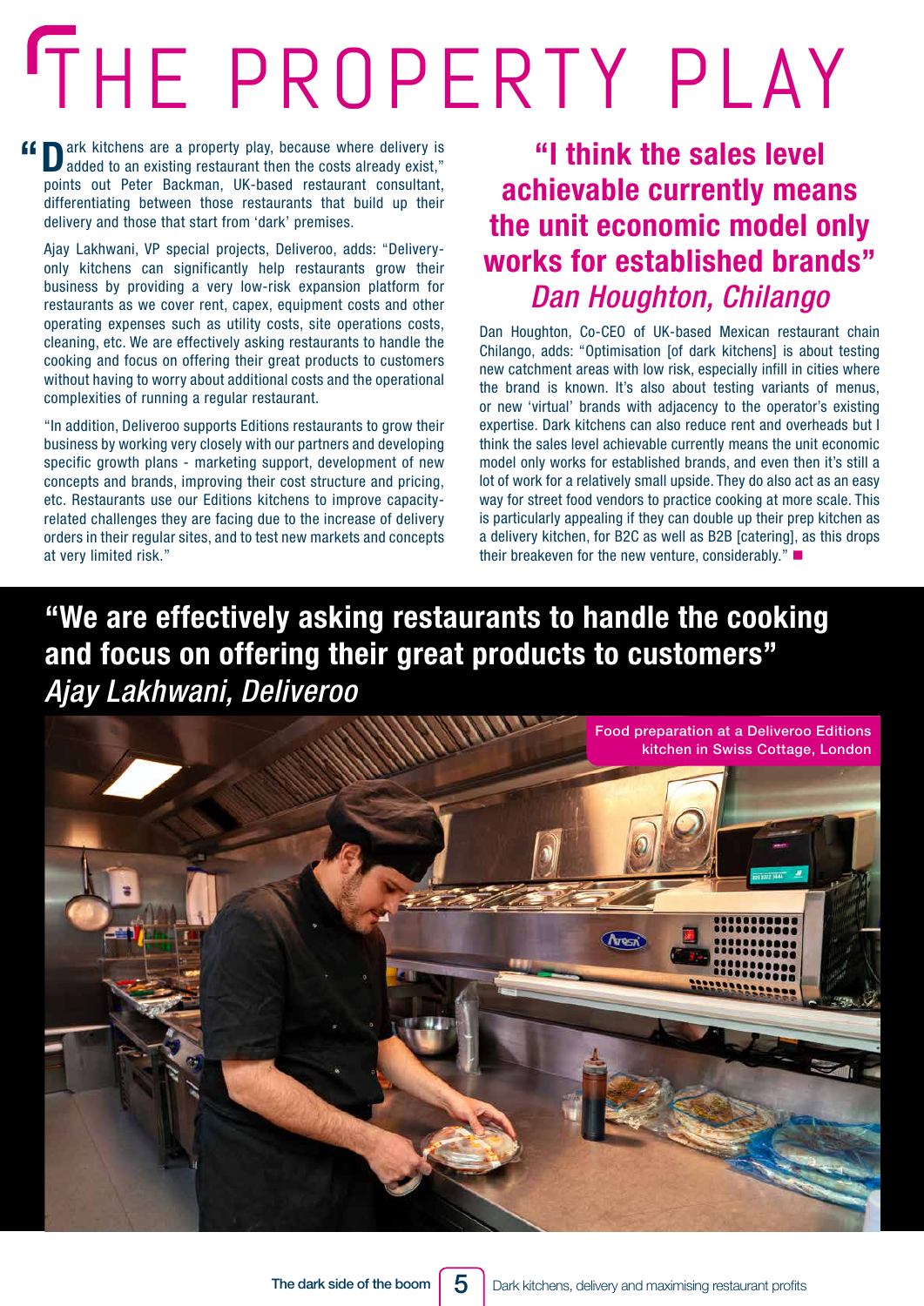# THE PROPERTY PLAY

"Dark kitchens are a property play, because where delivery is added to an existing restaurant then the costs already exist," points out Peter Backman, UK-based restaurant consultant, differentiating between those restaurants that build up their delivery and those that start from 'dark' premises.

Ajay Lakhwani, VP special projects, Deliveroo, adds: "Delivery-only kitchens can significantly help restaurants grow their business by providing a very low-risk expansion platform for restaurants as we cover rent, capex, equipment costs and other operating expenses such as utility costs, site operations costs, cleaning, etc. We are effectively asking restaurants to handle the cooking and focus on offering their great products to customers without having to worry about additional costs and the operational complexities of running a regular restaurant.

"In addition, Deliveroo supports Editions restaurants to grow their business by working very closely with our partners and developing specific growth plans - marketing support, development of new concepts and brands, improving their cost structure and pricing, etc. Restaurants use our Editions kitchens to improve capacity-related challenges they are facing due to the increase of delivery orders in their regular sites, and to test new markets and concepts at very limited risk."

**"I think the sales level achievable currently means the unit economic model only works for established brands"**
*Dan Houghton, Chilango*

Dan Houghton, Co-CEO of UK-based Mexican restaurant chain Chilango, adds: "Optimisation [of dark kitchens] is about testing new catchment areas with low risk, especially infill in cities where the brand is known. It's also about testing variants of menus, or new 'virtual' brands with adjacency to the operator's existing expertise. Dark kitchens can also reduce rent and overheads but I think the sales level achievable currently means the unit economic model only works for established brands, and even then it's still a lot of work for a relatively small upside. They do also act as an easy way for street food vendors to practice cooking at more scale. This is particularly appealing if they can double up their prep kitchen as a delivery kitchen, for B2C as well as B2B [catering], as this drops their breakeven for the new venture, considerably." ■

**"We are effectively asking restaurants to handle the cooking and focus on offering their great products to customers"**
*Ajay Lakhwani, Deliveroo*

Food preparation at a Deliveroo Editions kitchen in Swiss Cottage, London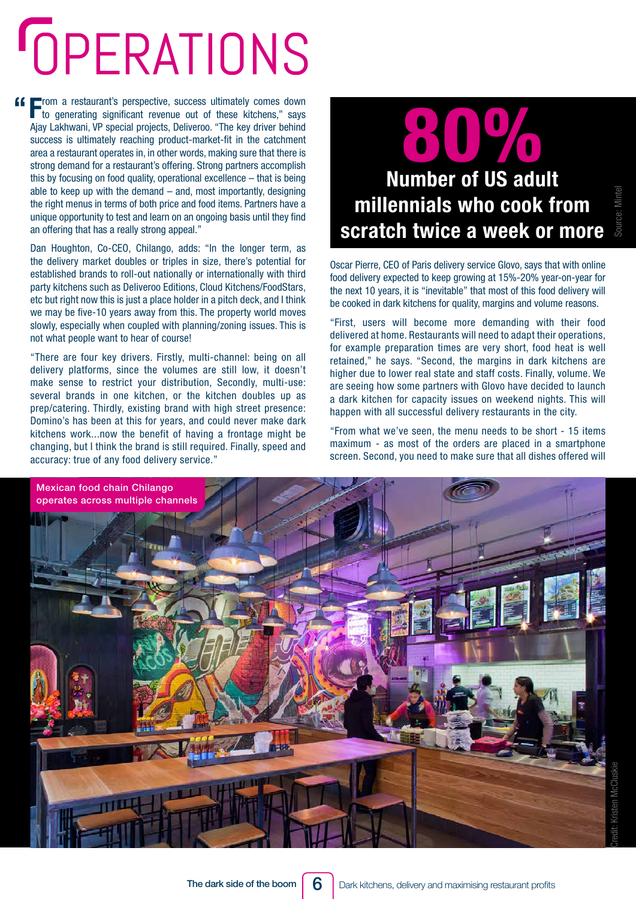# OPERATIONS

"From a restaurant's perspective, success ultimately comes down to generating significant revenue out of these kitchens," says Ajay Lakhwani, VP special projects, Deliveroo. "The key driver behind success is ultimately reaching product-market-fit in the catchment area a restaurant operates in, in other words, making sure that there is strong demand for a restaurant's offering. Strong partners accomplish this by focusing on food quality, operational excellence – that is being able to keep up with the demand – and, most importantly, designing the right menus in terms of both price and food items. Partners have a unique opportunity to test and learn on an ongoing basis until they find an offering that has a really strong appeal."

Dan Houghton, Co-CEO, Chilango, adds: "In the longer term, as the delivery market doubles or triples in size, there's potential for established brands to roll-out nationally or internationally with third party kitchens such as Deliveroo Editions, Cloud Kitchens/FoodStars, etc but right now this is just a place holder in a pitch deck, and I think we may be five-10 years away from this. The property world moves slowly, especially when coupled with planning/zoning issues. This is not what people want to hear of course!

"There are four key drivers. Firstly, multi-channel: being on all delivery platforms, since the volumes are still low, it doesn't make sense to restrict your distribution, Secondly, multi-use: several brands in one kitchen, or the kitchen doubles up as prep/catering. Thirdly, existing brand with high street presence: Domino's has been at this for years, and could never make dark kitchens work...now the benefit of having a frontage might be changing, but I think the brand is still required. Finally, speed and accuracy: true of any food delivery service."

**80%**

**Number of US adult millennials who cook from scratch twice a week or more**

Source: Mintel

Oscar Pierre, CEO of Paris delivery service Glovo, says that with online food delivery expected to keep growing at 15%-20% year-on-year for the next 10 years, it is "inevitable" that most of this food delivery will be cooked in dark kitchens for quality, margins and volume reasons.

"First, users will become more demanding with their food delivered at home. Restaurants will need to adapt their operations, for example preparation times are very short, food heat is well retained," he says. "Second, the margins in dark kitchens are higher due to lower real state and staff costs. Finally, volume. We are seeing how some partners with Glovo have decided to launch a dark kitchen for capacity issues on weekend nights. This will happen with all successful delivery restaurants in the city.

"From what we've seen, the menu needs to be short - 15 items maximum - as most of the orders are placed in a smartphone screen. Second, you need to make sure that all dishes offered will

Mexican food chain Chilango operates across multiple channels

Credit: Kristen McCluskie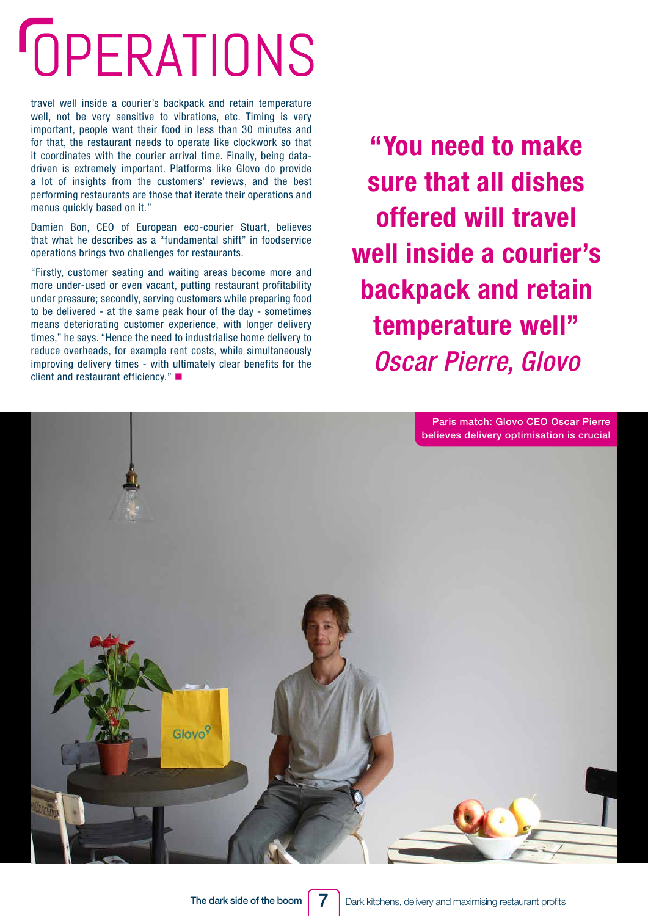# OPERATIONS

travel well inside a courier's backpack and retain temperature well, not be very sensitive to vibrations, etc. Timing is very important, people want their food in less than 30 minutes and for that, the restaurant needs to operate like clockwork so that it coordinates with the courier arrival time. Finally, being data-driven is extremely important. Platforms like Glovo do provide a lot of insights from the customers' reviews, and the best performing restaurants are those that iterate their operations and menus quickly based on it."

Damien Bon, CEO of European eco-courier Stuart, believes that what he describes as a "fundamental shift" in foodservice operations brings two challenges for restaurants.

"Firstly, customer seating and waiting areas become more and more under-used or even vacant, putting restaurant profitability under pressure; secondly, serving customers while preparing food to be delivered - at the same peak hour of the day - sometimes means deteriorating customer experience, with longer delivery times," he says. "Hence the need to industrialise home delivery to reduce overheads, for example rent costs, while simultaneously improving delivery times - with ultimately clear benefits for the client and restaurant efficiency." ■

> **"You need to make sure that all dishes offered will travel well inside a courier's backpack and retain temperature well"**
> *Oscar Pierre, Glovo*

Paris match: Glovo CEO Oscar Pierre believes delivery optimisation is crucial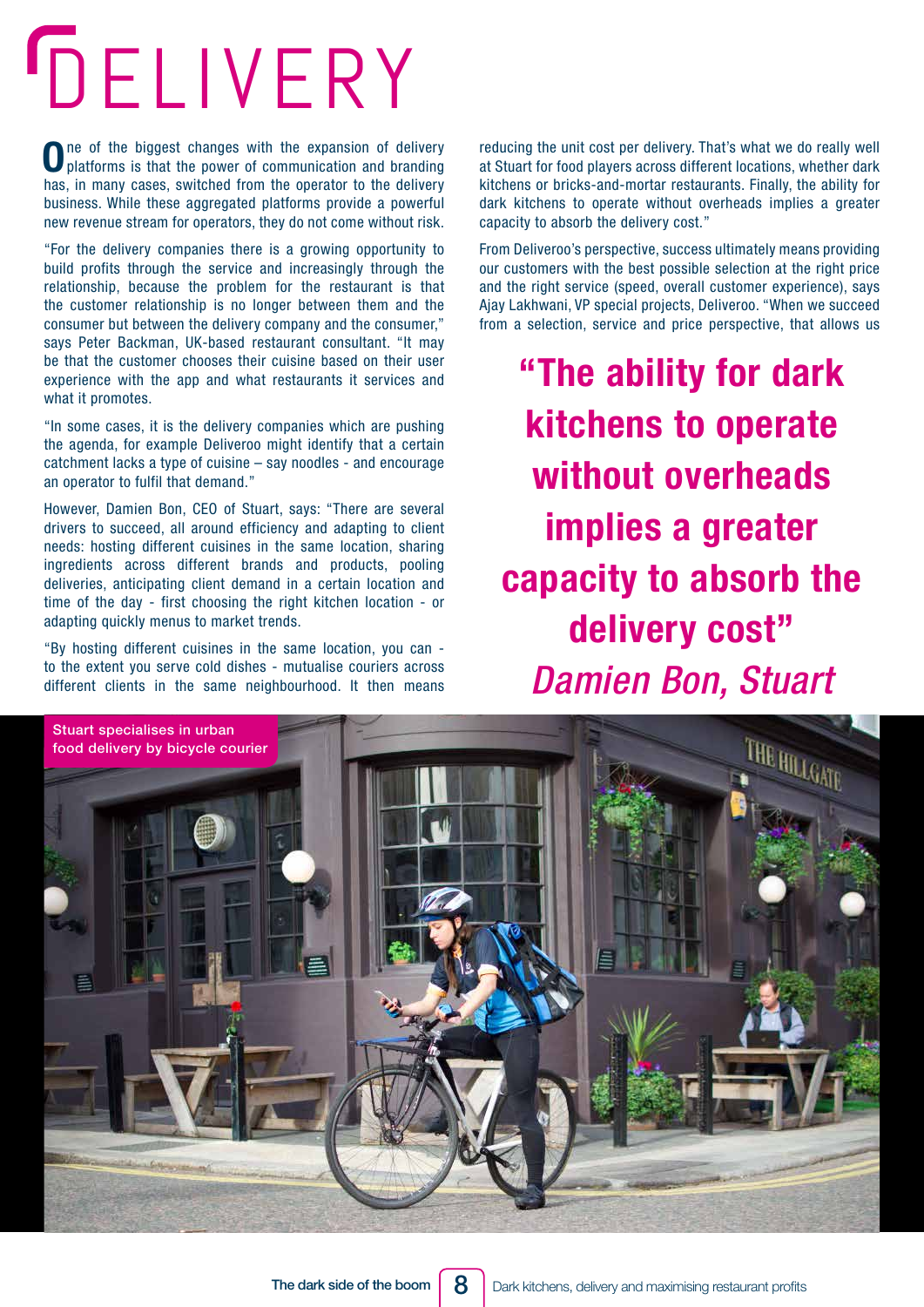# DELIVERY

One of the biggest changes with the expansion of delivery platforms is that the power of communication and branding has, in many cases, switched from the operator to the delivery business. While these aggregated platforms provide a powerful new revenue stream for operators, they do not come without risk.

"For the delivery companies there is a growing opportunity to build profits through the service and increasingly through the relationship, because the problem for the restaurant is that the customer relationship is no longer between them and the consumer but between the delivery company and the consumer," says Peter Backman, UK-based restaurant consultant. "It may be that the customer chooses their cuisine based on their user experience with the app and what restaurants it services and what it promotes.

"In some cases, it is the delivery companies which are pushing the agenda, for example Deliveroo might identify that a certain catchment lacks a type of cuisine – say noodles - and encourage an operator to fulfil that demand."

However, Damien Bon, CEO of Stuart, says: "There are several drivers to succeed, all around efficiency and adapting to client needs: hosting different cuisines in the same location, sharing ingredients across different brands and products, pooling deliveries, anticipating client demand in a certain location and time of the day - first choosing the right kitchen location - or adapting quickly menus to market trends.

"By hosting different cuisines in the same location, you can - to the extent you serve cold dishes - mutualise couriers across different clients in the same neighbourhood. It then means reducing the unit cost per delivery. That's what we do really well at Stuart for food players across different locations, whether dark kitchens or bricks-and-mortar restaurants. Finally, the ability for dark kitchens to operate without overheads implies a greater capacity to absorb the delivery cost."

From Deliveroo's perspective, success ultimately means providing our customers with the best possible selection at the right price and the right service (speed, overall customer experience), says Ajay Lakhwani, VP special projects, Deliveroo. "When we succeed from a selection, service and price perspective, that allows us

> **"The ability for dark kitchens to operate without overheads implies a greater capacity to absorb the delivery cost"**
> *Damien Bon, Stuart*

Stuart specialises in urban food delivery by bicycle courier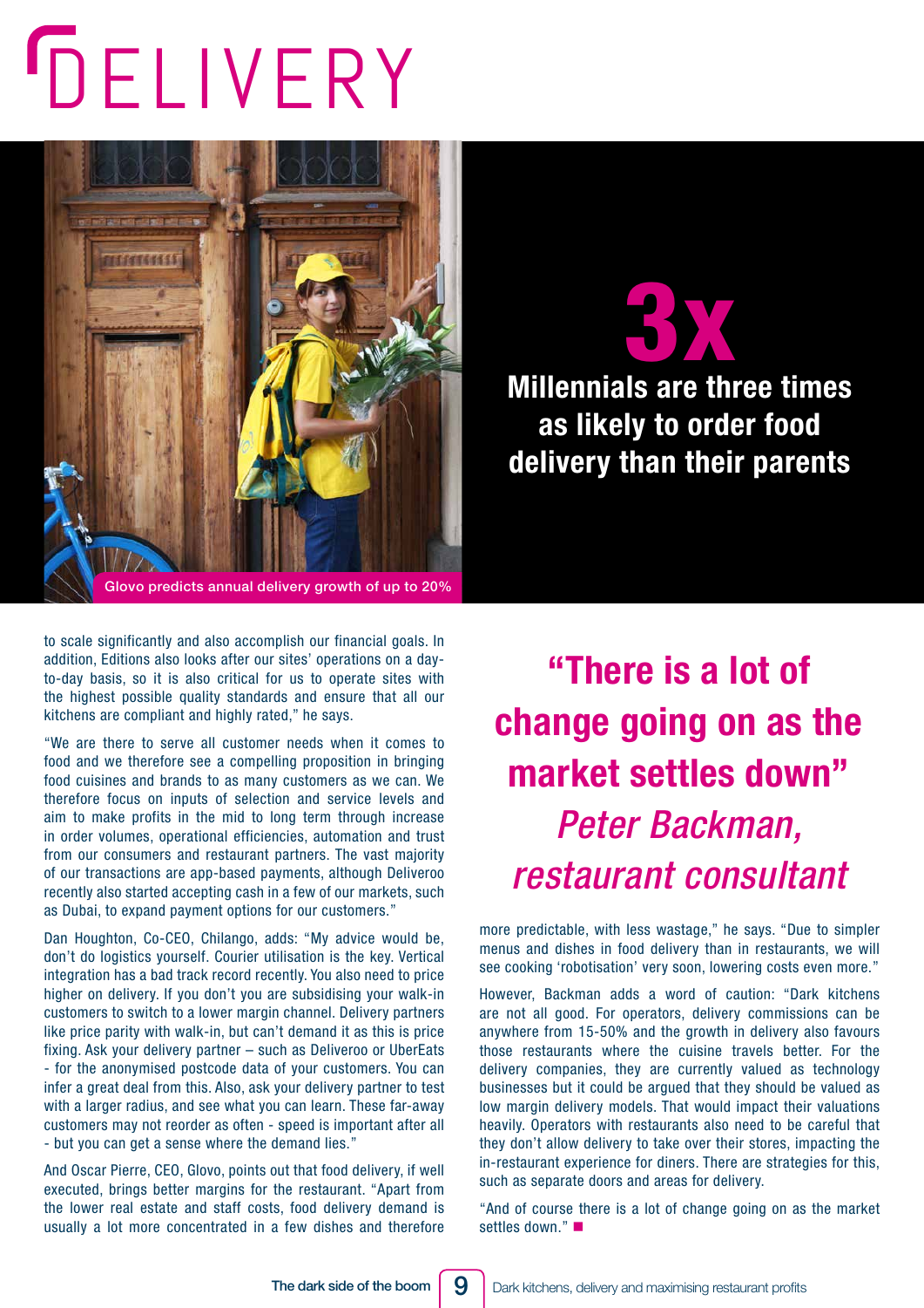# DELIVERY

Glovo predicts annual delivery growth of up to 20%

**3x**

**Millennials are three times as likely to order food delivery than their parents**

to scale significantly and also accomplish our financial goals. In addition, Editions also looks after our sites' operations on a day-to-day basis, so it is also critical for us to operate sites with the highest possible quality standards and ensure that all our kitchens are compliant and highly rated," he says.

"We are there to serve all customer needs when it comes to food and we therefore see a compelling proposition in bringing food cuisines and brands to as many customers as we can. We therefore focus on inputs of selection and service levels and aim to make profits in the mid to long term through increase in order volumes, operational efficiencies, automation and trust from our consumers and restaurant partners. The vast majority of our transactions are app-based payments, although Deliveroo recently also started accepting cash in a few of our markets, such as Dubai, to expand payment options for our customers."

Dan Houghton, Co-CEO, Chilango, adds: "My advice would be, don't do logistics yourself. Courier utilisation is the key. Vertical integration has a bad track record recently. You also need to price higher on delivery. If you don't you are subsidising your walk-in customers to switch to a lower margin channel. Delivery partners like price parity with walk-in, but can't demand it as this is price fixing. Ask your delivery partner – such as Deliveroo or UberEats - for the anonymised postcode data of your customers. You can infer a great deal from this. Also, ask your delivery partner to test with a larger radius, and see what you can learn. These far-away customers may not reorder as often - speed is important after all - but you can get a sense where the demand lies."

And Oscar Pierre, CEO, Glovo, points out that food delivery, if well executed, brings better margins for the restaurant. "Apart from the lower real estate and staff costs, food delivery demand is usually a lot more concentrated in a few dishes and therefore more predictable, with less wastage," he says. "Due to simpler menus and dishes in food delivery than in restaurants, we will see cooking 'robotisation' very soon, lowering costs even more."

> **"There is a lot of change going on as the market settles down"**
> *Peter Backman, restaurant consultant*

However, Backman adds a word of caution: "Dark kitchens are not all good. For operators, delivery commissions can be anywhere from 15-50% and the growth in delivery also favours those restaurants where the cuisine travels better. For the delivery companies, they are currently valued as technology businesses but it could be argued that they should be valued as low margin delivery models. That would impact their valuations heavily. Operators with restaurants also need to be careful that they don't allow delivery to take over their stores, impacting the in-restaurant experience for diners. There are strategies for this, such as separate doors and areas for delivery.

"And of course there is a lot of change going on as the market settles down." ■